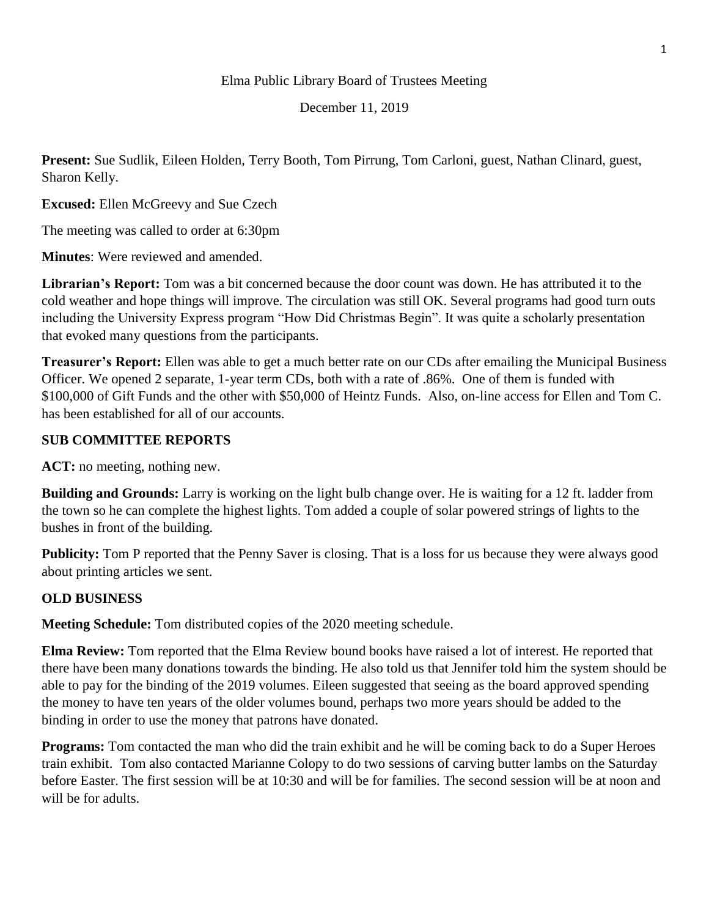Elma Public Library Board of Trustees Meeting

December 11, 2019

**Present:** Sue Sudlik, Eileen Holden, Terry Booth, Tom Pirrung, Tom Carloni, guest, Nathan Clinard, guest, Sharon Kelly.

**Excused:** Ellen McGreevy and Sue Czech

The meeting was called to order at 6:30pm

**Minutes**: Were reviewed and amended.

**Librarian's Report:** Tom was a bit concerned because the door count was down. He has attributed it to the cold weather and hope things will improve. The circulation was still OK. Several programs had good turn outs including the University Express program "How Did Christmas Begin". It was quite a scholarly presentation that evoked many questions from the participants.

**Treasurer's Report:** Ellen was able to get a much better rate on our CDs after emailing the Municipal Business Officer. We opened 2 separate, 1-year term CDs, both with a rate of .86%. One of them is funded with $100,000 of Gift Funds and the other with $50,000 of Heintz Funds. Also, on-line access for Ellen and Tom C. has been established for all of our accounts.

## SUB COMMITTEE REPORTS

**ACT:** no meeting, nothing new.

**Building and Grounds:** Larry is working on the light bulb change over. He is waiting for a 12 ft. ladder from the town so he can complete the highest lights. Tom added a couple of solar powered strings of lights to the bushes in front of the building.

**Publicity:** Tom P reported that the Penny Saver is closing. That is a loss for us because they were always good about printing articles we sent.

## OLD BUSINESS

**Meeting Schedule:** Tom distributed copies of the 2020 meeting schedule.

**Elma Review:** Tom reported that the Elma Review bound books have raised a lot of interest. He reported that there have been many donations towards the binding. He also told us that Jennifer told him the system should be able to pay for the binding of the 2019 volumes. Eileen suggested that seeing as the board approved spending the money to have ten years of the older volumes bound, perhaps two more years should be added to the binding in order to use the money that patrons have donated.

**Programs:** Tom contacted the man who did the train exhibit and he will be coming back to do a Super Heroes train exhibit. Tom also contacted Marianne Colopy to do two sessions of carving butter lambs on the Saturday before Easter. The first session will be at 10:30 and will be for families. The second session will be at noon and will be for adults.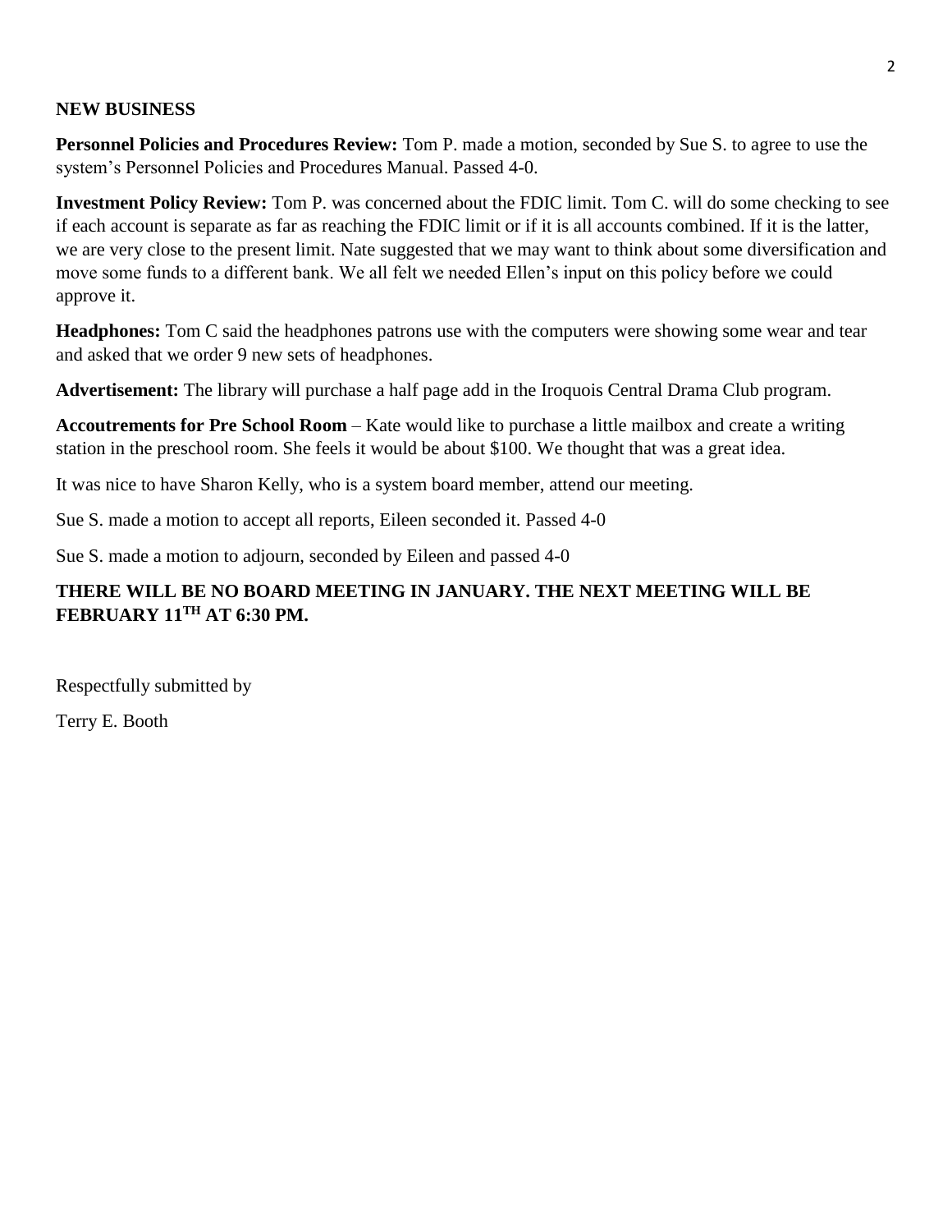**NEW BUSINESS**

**Personnel Policies and Procedures Review:** Tom P. made a motion, seconded by Sue S. to agree to use the system's Personnel Policies and Procedures Manual. Passed 4-0.

**Investment Policy Review:** Tom P. was concerned about the FDIC limit. Tom C. will do some checking to see if each account is separate as far as reaching the FDIC limit or if it is all accounts combined. If it is the latter, we are very close to the present limit. Nate suggested that we may want to think about some diversification and move some funds to a different bank. We all felt we needed Ellen's input on this policy before we could approve it.

**Headphones:** Tom C said the headphones patrons use with the computers were showing some wear and tear and asked that we order 9 new sets of headphones.

**Advertisement:** The library will purchase a half page add in the Iroquois Central Drama Club program.

**Accoutrements for Pre School Room** – Kate would like to purchase a little mailbox and create a writing station in the preschool room. She feels it would be about $100. We thought that was a great idea.

It was nice to have Sharon Kelly, who is a system board member, attend our meeting.

Sue S. made a motion to accept all reports, Eileen seconded it. Passed 4-0

Sue S. made a motion to adjourn, seconded by Eileen and passed 4-0

**THERE WILL BE NO BOARD MEETING IN JANUARY. THE NEXT MEETING WILL BE FEBRUARY 11TH AT 6:30 PM.**

Respectfully submitted by

Terry E. Booth